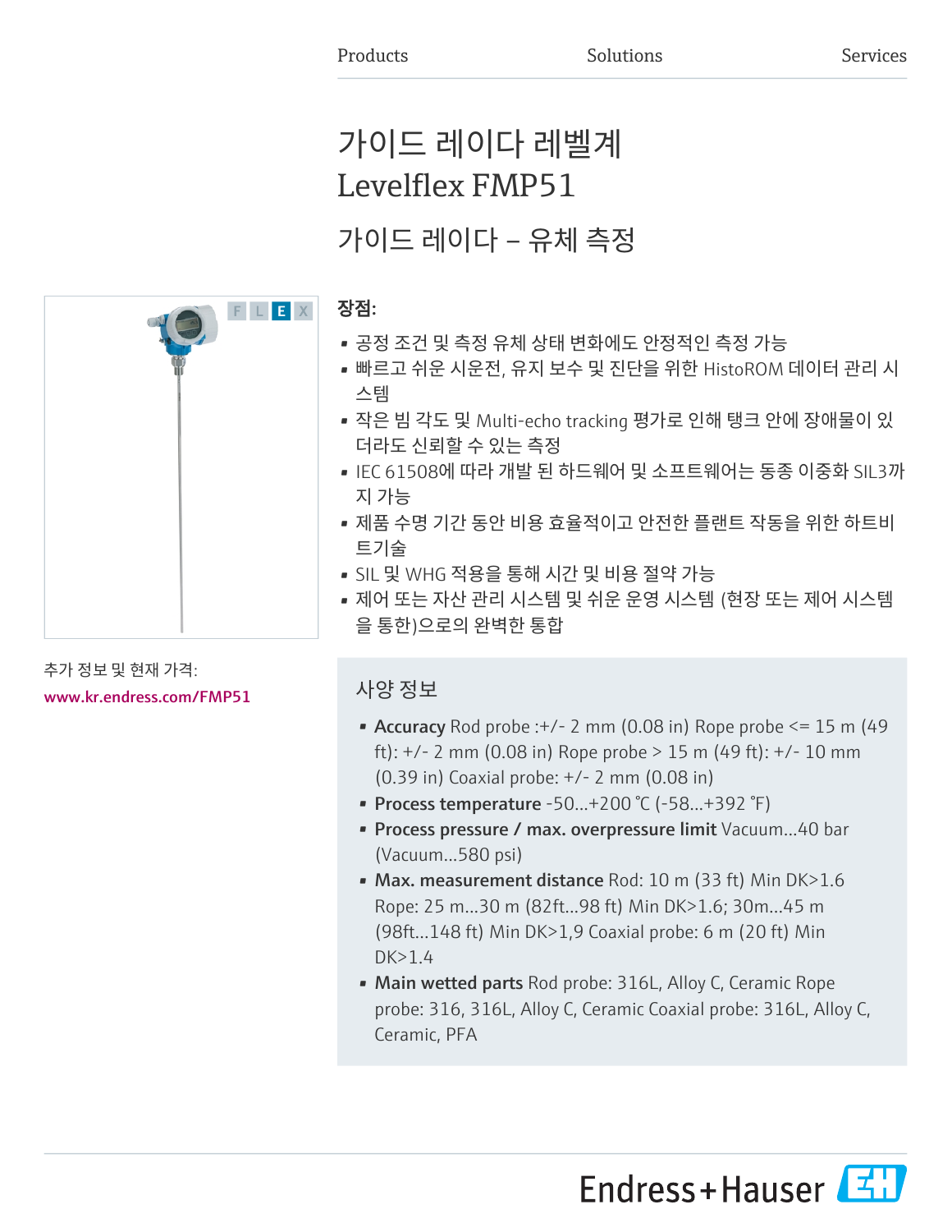Products Solutions Services

# 가이드 레이다 레벨계 Levelflex FMP51

## 가이드 레이다 – 유체 측정

추가 정보 및 현재 가격:
www.kr.endress.com/FMP51

### 장점:

- 공정 조건 및 측정 유체 상태 변화에도 안정적인 측정 가능
- 빠르고 쉬운 시운전, 유지 보수 및 진단을 위한 HistoROM 데이터 관리 시스템
- 작은 빔 각도 및 Multi-echo tracking 평가로 인해 탱크 안에 장애물이 있더라도 신뢰할 수 있는 측정
- IEC 61508에 따라 개발 된 하드웨어 및 소프트웨어는 동종 이중화 SIL3까지 가능
- 제품 수명 기간 동안 비용 효율적이고 안전한 플랜트 작동을 위한 하트비트기술
- SIL 및 WHG 적용을 통해 시간 및 비용 절약 가능
- 제어 또는 자산 관리 시스템 및 쉬운 운영 시스템 (현장 또는 제어 시스템을 통한)으로의 완벽한 통합

### 사양 정보

- **Accuracy** Rod probe :+/- 2 mm (0.08 in) Rope probe <= 15 m (49 ft): +/- 2 mm (0.08 in) Rope probe > 15 m (49 ft): +/- 10 mm (0.39 in) Coaxial probe: +/- 2 mm (0.08 in)
- **Process temperature** -50...+200 °C (-58...+392 °F)
- **Process pressure / max. overpressure limit** Vacuum...40 bar (Vacuum...580 psi)
- **Max. measurement distance** Rod: 10 m (33 ft) Min DK>1.6 Rope: 25 m...30 m (82ft...98 ft) Min DK>1.6; 30m...45 m (98ft...148 ft) Min DK>1,9 Coaxial probe: 6 m (20 ft) Min DK>1.4
- **Main wetted parts** Rod probe: 316L, Alloy C, Ceramic Rope probe: 316, 316L, Alloy C, Ceramic Coaxial probe: 316L, Alloy C, Ceramic, PFA

Endress+Hauser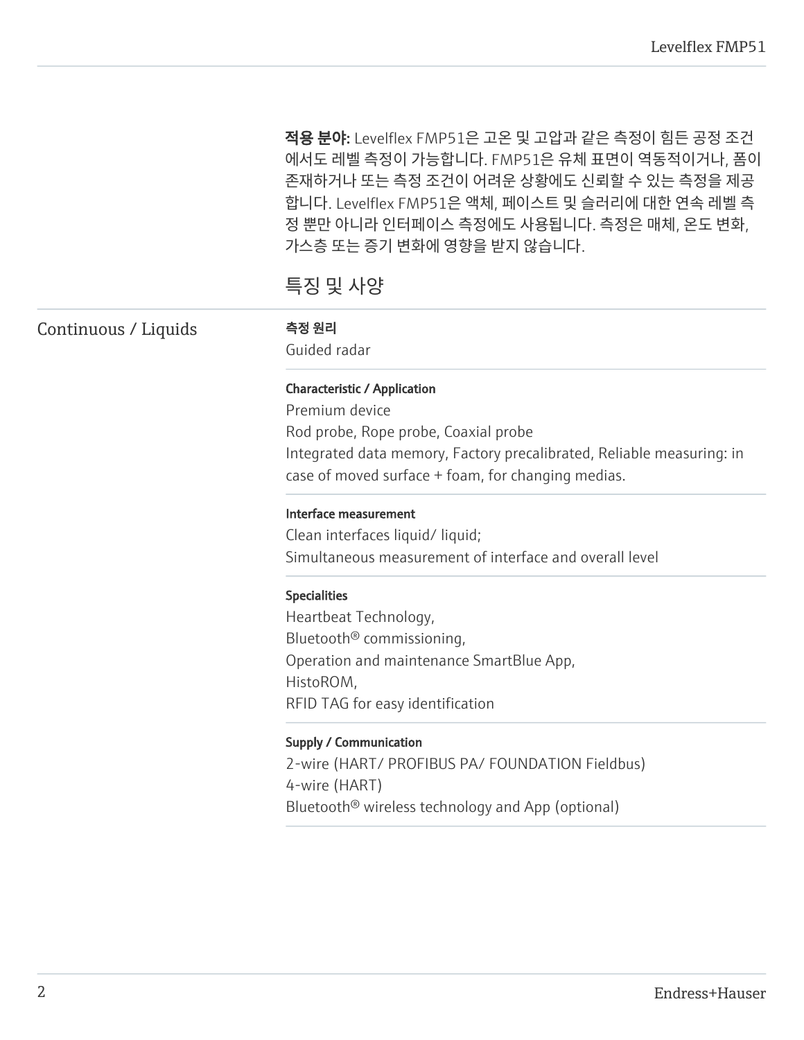**적용 분야:** Levelflex FMP51은 고온 및 고압과 같은 측정이 힘든 공정 조건에서도 레벨 측정이 가능합니다. FMP51은 유체 표면이 역동적이거나, 폼이 존재하거나 또는 측정 조건이 어려운 상황에도 신뢰할 수 있는 측정을 제공합니다. Levelflex FMP51은 액체, 페이스트 및 슬러리에 대한 연속 레벨 측정 뿐만 아니라 인터페이스 측정에도 사용됩니다. 측정은 매체, 온도 변화, 가스층 또는 증기 변화에 영향을 받지 않습니다.

## 특징 및 사양

### Continuous / Liquids

**측정 원리**
Guided radar

**Characteristic / Application**
Premium device
Rod probe, Rope probe, Coaxial probe
Integrated data memory, Factory precalibrated, Reliable measuring: in case of moved surface + foam, for changing medias.

**Interface measurement**
Clean interfaces liquid/ liquid;
Simultaneous measurement of interface and overall level

**Specialities**
Heartbeat Technology,
Bluetooth® commissioning,
Operation and maintenance SmartBlue App,
HistoROM,
RFID TAG for easy identification

**Supply / Communication**
2-wire (HART/ PROFIBUS PA/ FOUNDATION Fieldbus)
4-wire (HART)
Bluetooth® wireless technology and App (optional)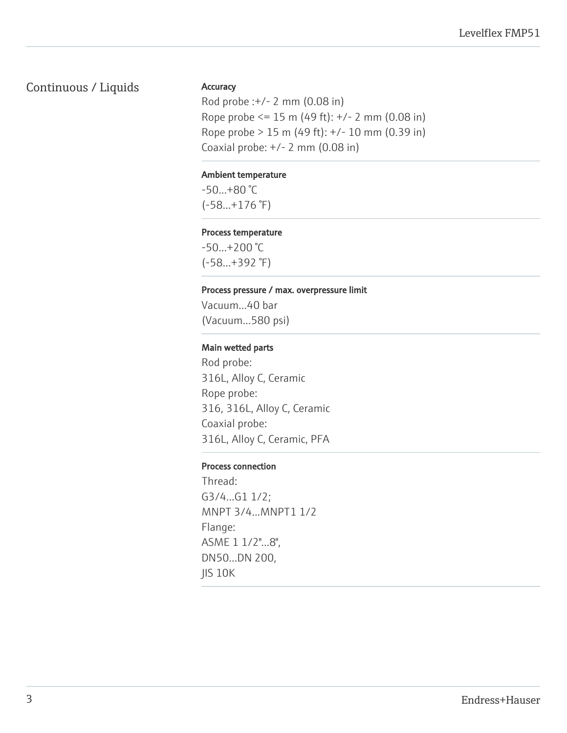## Continuous / Liquids

**Accuracy**

Rod probe :+/- 2 mm (0.08 in)
Rope probe <= 15 m (49 ft): +/- 2 mm (0.08 in)
Rope probe > 15 m (49 ft): +/- 10 mm (0.39 in)
Coaxial probe: +/- 2 mm (0.08 in)

**Ambient temperature**

-50...+80 °C
(-58...+176 °F)

**Process temperature**

-50...+200 °C
(-58...+392 °F)

**Process pressure / max. overpressure limit**

Vacuum...40 bar
(Vacuum...580 psi)

**Main wetted parts**

Rod probe:
316L, Alloy C, Ceramic
Rope probe:
316, 316L, Alloy C, Ceramic
Coaxial probe:
316L, Alloy C, Ceramic, PFA

**Process connection**

Thread:
G3/4...G1 1/2;
MNPT 3/4...MNPT1 1/2
Flange:
ASME 1 1/2"...8",
DN50...DN 200,
JIS 10K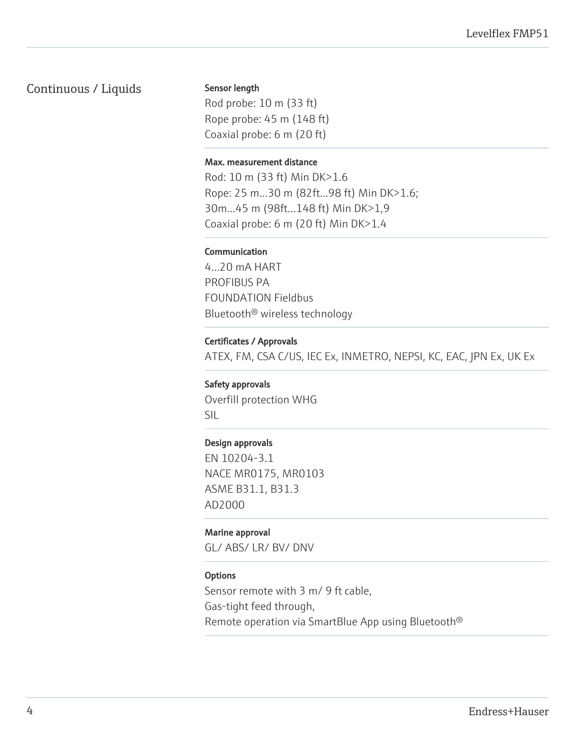## Continuous / Liquids

**Sensor length**

Rod probe: 10 m (33 ft)
Rope probe: 45 m (148 ft)
Coaxial probe: 6 m (20 ft)

**Max. measurement distance**

Rod: 10 m (33 ft) Min DK>1.6
Rope: 25 m...30 m (82ft...98 ft) Min DK>1.6;
30m...45 m (98ft...148 ft) Min DK>1,9
Coaxial probe: 6 m (20 ft) Min DK>1.4

**Communication**

4...20 mA HART
PROFIBUS PA
FOUNDATION Fieldbus
Bluetooth® wireless technology

**Certificates / Approvals**

ATEX, FM, CSA C/US, IEC Ex, INMETRO, NEPSI, KC, EAC, JPN Ex, UK Ex

**Safety approvals**

Overfill protection WHG
SIL

**Design approvals**

EN 10204-3.1
NACE MR0175, MR0103
ASME B31.1, B31.3
AD2000

**Marine approval**

GL/ ABS/ LR/ BV/ DNV

**Options**

Sensor remote with 3 m/ 9 ft cable,
Gas-tight feed through,
Remote operation via SmartBlue App using Bluetooth®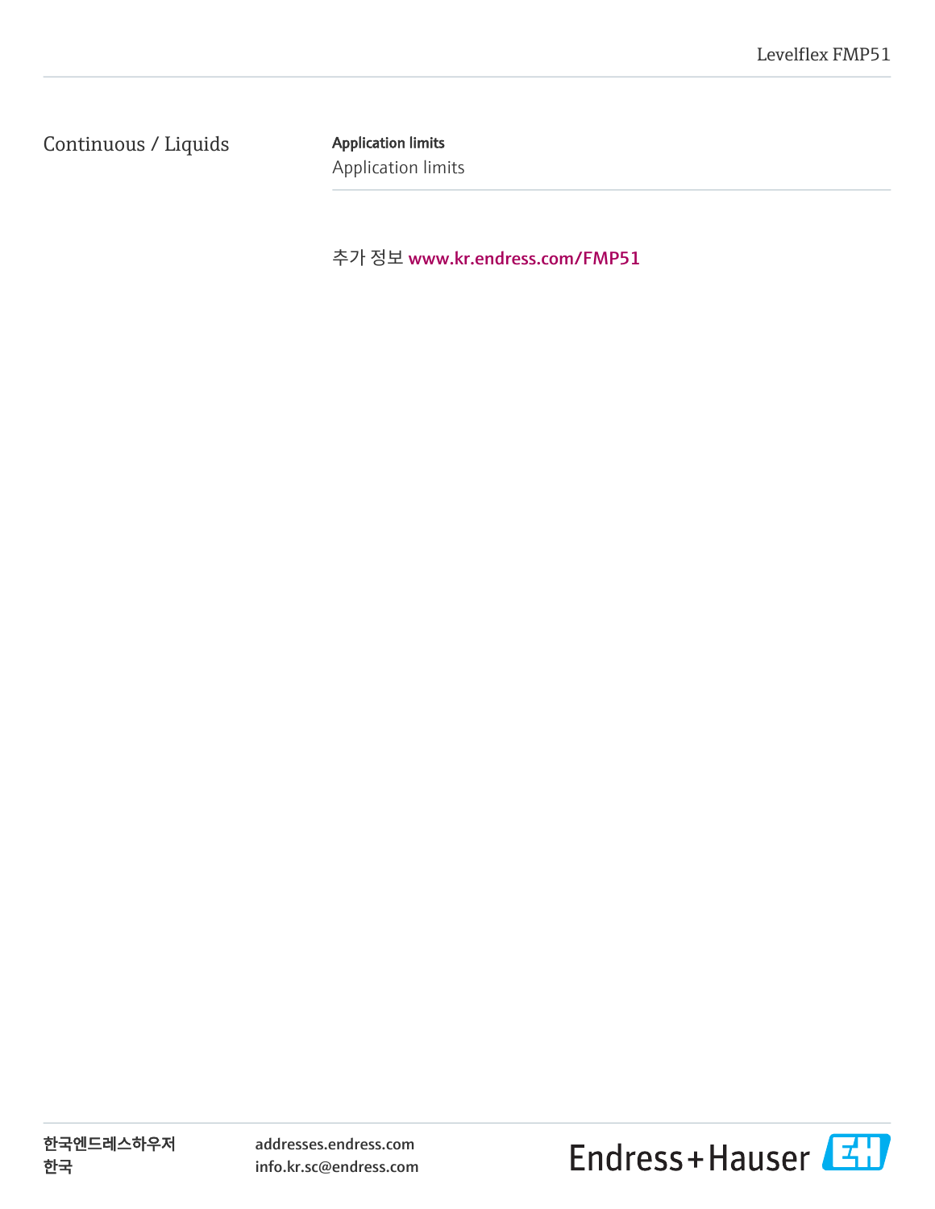Continuous / Liquids

**Application limits**

Application limits

추가 정보 www.kr.endress.com/FMP51

한국엔드레스하우저
한국

addresses.endress.com
info.kr.sc@endress.com